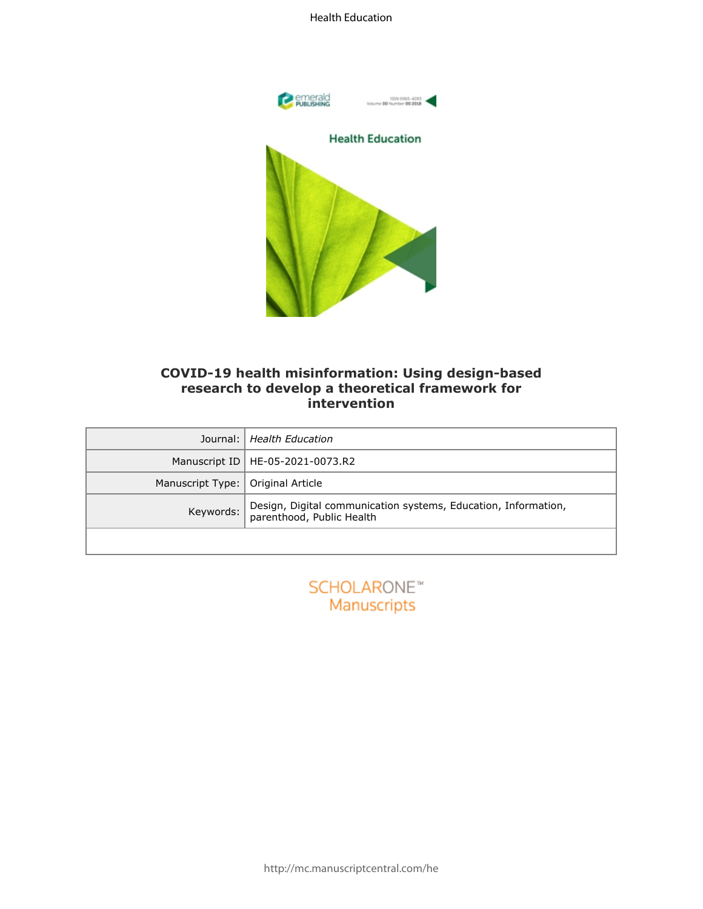# COVID-19 health misinformation: Using design-based research to develop a theoretical framework for intervention

| Journal: | *Health Education* |
|---|---|
| Manuscript ID | HE-05-2021-0073.R2 |
| Manuscript Type: | Original Article |
| Keywords: | Design, Digital communication systems, Education, Information, parenthood, Public Health |
| | |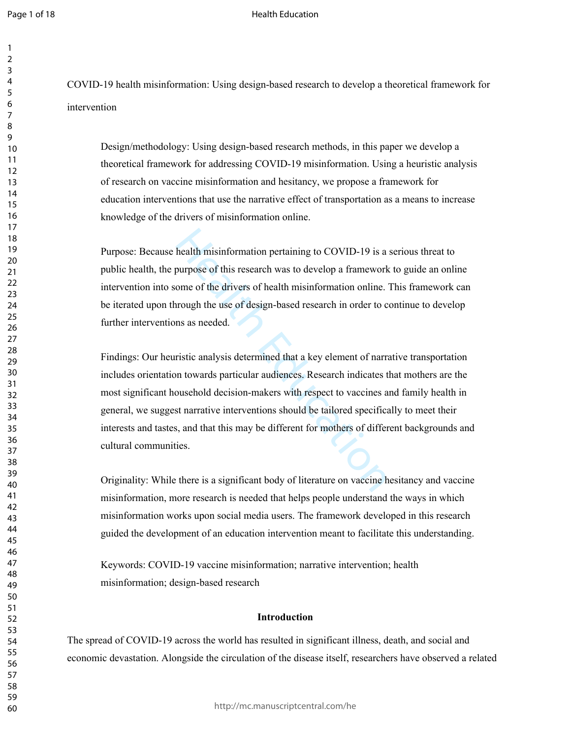COVID-19 health misinformation: Using design-based research to develop a theoretical framework for intervention

Design/methodology: Using design-based research methods, in this paper we develop a theoretical framework for addressing COVID-19 misinformation. Using a heuristic analysis of research on vaccine misinformation and hesitancy, we propose a framework for education interventions that use the narrative effect of transportation as a means to increase knowledge of the drivers of misinformation online.

Purpose: Because health misinformation pertaining to COVID-19 is a serious threat to public health, the purpose of this research was to develop a framework to guide an online intervention into some of the drivers of health misinformation online. This framework can be iterated upon through the use of design-based research in order to continue to develop further interventions as needed.

Findings: Our heuristic analysis determined that a key element of narrative transportation includes orientation towards particular audiences. Research indicates that mothers are the most significant household decision-makers with respect to vaccines and family health in general, we suggest narrative interventions should be tailored specifically to meet their interests and tastes, and that this may be different for mothers of different backgrounds and cultural communities.

Originality: While there is a significant body of literature on vaccine hesitancy and vaccine misinformation, more research is needed that helps people understand the ways in which misinformation works upon social media users. The framework developed in this research guided the development of an education intervention meant to facilitate this understanding.

Keywords: COVID-19 vaccine misinformation; narrative intervention; health misinformation; design-based research

## Introduction

The spread of COVID-19 across the world has resulted in significant illness, death, and social and economic devastation. Alongside the circulation of the disease itself, researchers have observed a related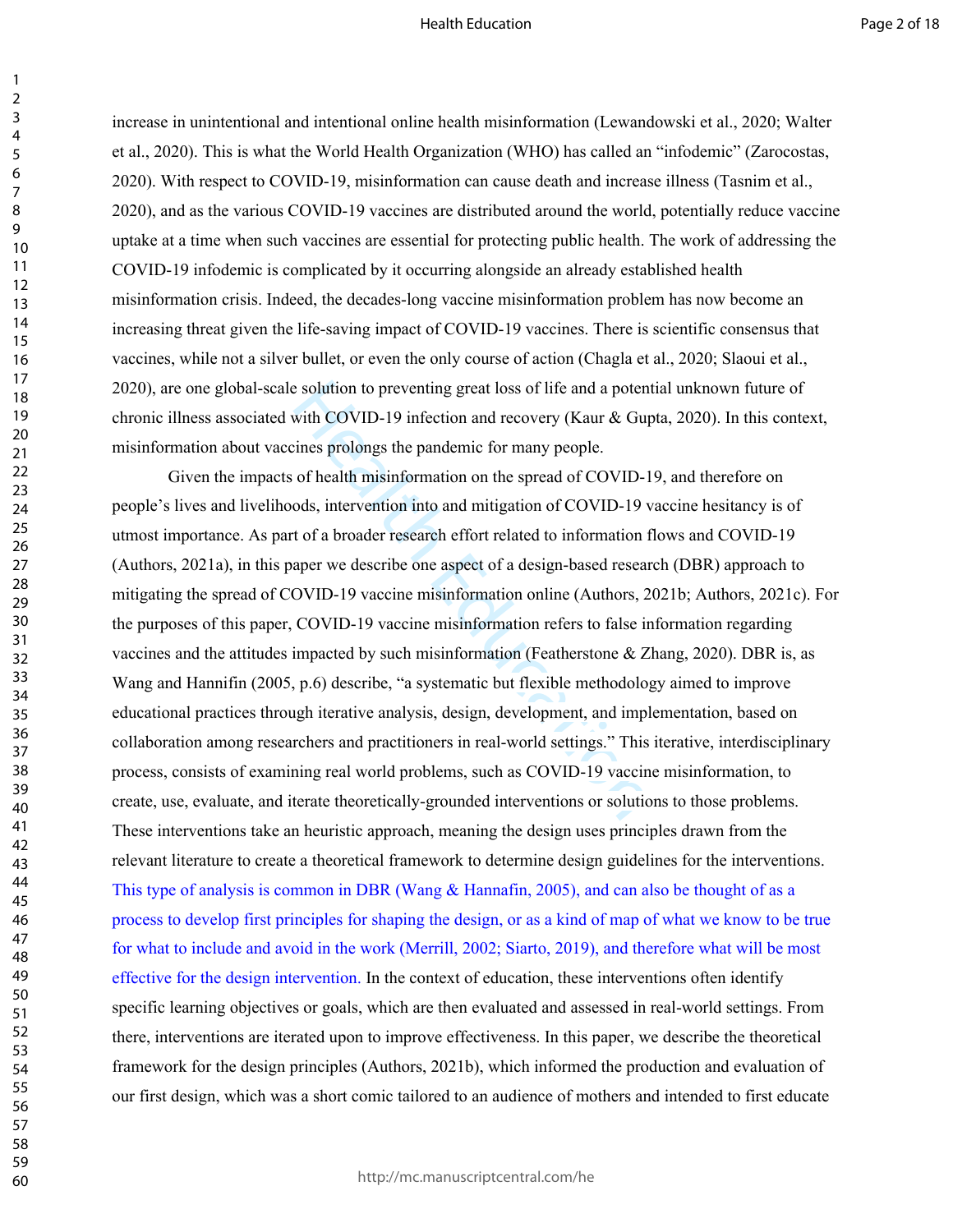increase in unintentional and intentional online health misinformation (Lewandowski et al., 2020; Walter et al., 2020). This is what the World Health Organization (WHO) has called an "infodemic" (Zarocostas, 2020). With respect to COVID-19, misinformation can cause death and increase illness (Tasnim et al., 2020), and as the various COVID-19 vaccines are distributed around the world, potentially reduce vaccine uptake at a time when such vaccines are essential for protecting public health. The work of addressing the COVID-19 infodemic is complicated by it occurring alongside an already established health misinformation crisis. Indeed, the decades-long vaccine misinformation problem has now become an increasing threat given the life-saving impact of COVID-19 vaccines. There is scientific consensus that vaccines, while not a silver bullet, or even the only course of action (Chagla et al., 2020; Slaoui et al., 2020), are one global-scale solution to preventing great loss of life and a potential unknown future of chronic illness associated with COVID-19 infection and recovery (Kaur & Gupta, 2020). In this context, misinformation about vaccines prolongs the pandemic for many people.

Given the impacts of health misinformation on the spread of COVID-19, and therefore on people's lives and livelihoods, intervention into and mitigation of COVID-19 vaccine hesitancy is of utmost importance. As part of a broader research effort related to information flows and COVID-19 (Authors, 2021a), in this paper we describe one aspect of a design-based research (DBR) approach to mitigating the spread of COVID-19 vaccine misinformation online (Authors, 2021b; Authors, 2021c). For the purposes of this paper, COVID-19 vaccine misinformation refers to false information regarding vaccines and the attitudes impacted by such misinformation (Featherstone & Zhang, 2020). DBR is, as Wang and Hannifin (2005, p.6) describe, "a systematic but flexible methodology aimed to improve educational practices through iterative analysis, design, development, and implementation, based on collaboration among researchers and practitioners in real-world settings." This iterative, interdisciplinary process, consists of examining real world problems, such as COVID-19 vaccine misinformation, to create, use, evaluate, and iterate theoretically-grounded interventions or solutions to those problems. These interventions take an heuristic approach, meaning the design uses principles drawn from the relevant literature to create a theoretical framework to determine design guidelines for the interventions. This type of analysis is common in DBR (Wang & Hannafin, 2005), and can also be thought of as a process to develop first principles for shaping the design, or as a kind of map of what we know to be true for what to include and avoid in the work (Merrill, 2002; Siarto, 2019), and therefore what will be most effective for the design intervention. In the context of education, these interventions often identify specific learning objectives or goals, which are then evaluated and assessed in real-world settings. From there, interventions are iterated upon to improve effectiveness. In this paper, we describe the theoretical framework for the design principles (Authors, 2021b), which informed the production and evaluation of our first design, which was a short comic tailored to an audience of mothers and intended to first educate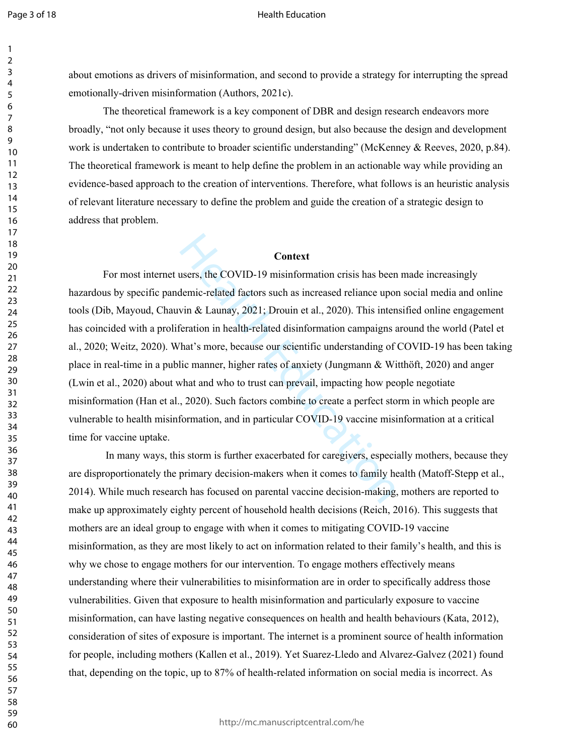about emotions as drivers of misinformation, and second to provide a strategy for interrupting the spread emotionally-driven misinformation (Authors, 2021c).

The theoretical framework is a key component of DBR and design research endeavors more broadly, "not only because it uses theory to ground design, but also because the design and development work is undertaken to contribute to broader scientific understanding" (McKenney & Reeves, 2020, p.84). The theoretical framework is meant to help define the problem in an actionable way while providing an evidence-based approach to the creation of interventions. Therefore, what follows is an heuristic analysis of relevant literature necessary to define the problem and guide the creation of a strategic design to address that problem.

## Context

For most internet users, the COVID-19 misinformation crisis has been made increasingly hazardous by specific pandemic-related factors such as increased reliance upon social media and online tools (Dib, Mayoud, Chauvin & Launay, 2021; Drouin et al., 2020). This intensified online engagement has coincided with a proliferation in health-related disinformation campaigns around the world (Patel et al., 2020; Weitz, 2020). What's more, because our scientific understanding of COVID-19 has been taking place in real-time in a public manner, higher rates of anxiety (Jungmann & Witthöft, 2020) and anger (Lwin et al., 2020) about what and who to trust can prevail, impacting how people negotiate misinformation (Han et al., 2020). Such factors combine to create a perfect storm in which people are vulnerable to health misinformation, and in particular COVID-19 vaccine misinformation at a critical time for vaccine uptake.

In many ways, this storm is further exacerbated for caregivers, especially mothers, because they are disproportionately the primary decision-makers when it comes to family health (Matoff-Stepp et al., 2014). While much research has focused on parental vaccine decision-making, mothers are reported to make up approximately eighty percent of household health decisions (Reich, 2016). This suggests that mothers are an ideal group to engage with when it comes to mitigating COVID-19 vaccine misinformation, as they are most likely to act on information related to their family's health, and this is why we chose to engage mothers for our intervention. To engage mothers effectively means understanding where their vulnerabilities to misinformation are in order to specifically address those vulnerabilities. Given that exposure to health misinformation and particularly exposure to vaccine misinformation, can have lasting negative consequences on health and health behaviours (Kata, 2012), consideration of sites of exposure is important. The internet is a prominent source of health information for people, including mothers (Kallen et al., 2019). Yet Suarez-Lledo and Alvarez-Galvez (2021) found that, depending on the topic, up to 87% of health-related information on social media is incorrect. As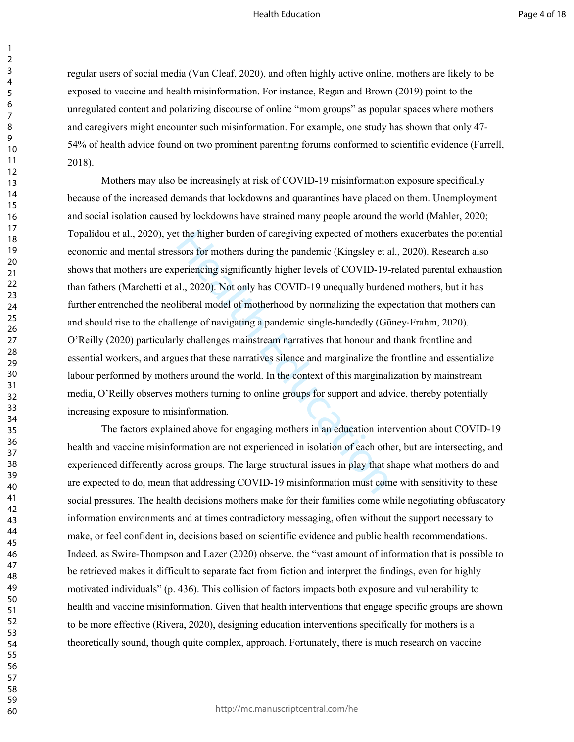regular users of social media (Van Cleaf, 2020), and often highly active online, mothers are likely to be exposed to vaccine and health misinformation. For instance, Regan and Brown (2019) point to the unregulated content and polarizing discourse of online "mom groups" as popular spaces where mothers and caregivers might encounter such misinformation. For example, one study has shown that only 47-54% of health advice found on two prominent parenting forums conformed to scientific evidence (Farrell, 2018).

Mothers may also be increasingly at risk of COVID-19 misinformation exposure specifically because of the increased demands that lockdowns and quarantines have placed on them. Unemployment and social isolation caused by lockdowns have strained many people around the world (Mahler, 2020; Topalidou et al., 2020), yet the higher burden of caregiving expected of mothers exacerbates the potential economic and mental stressors for mothers during the pandemic (Kingsley et al., 2020). Research also shows that mothers are experiencing significantly higher levels of COVID-19-related parental exhaustion than fathers (Marchetti et al., 2020). Not only has COVID-19 unequally burdened mothers, but it has further entrenched the neoliberal model of motherhood by normalizing the expectation that mothers can and should rise to the challenge of navigating a pandemic single-handedly (Güney-Frahm, 2020). O'Reilly (2020) particularly challenges mainstream narratives that honour and thank frontline and essential workers, and argues that these narratives silence and marginalize the frontline and essentialize labour performed by mothers around the world. In the context of this marginalization by mainstream media, O'Reilly observes mothers turning to online groups for support and advice, thereby potentially increasing exposure to misinformation.

The factors explained above for engaging mothers in an education intervention about COVID-19 health and vaccine misinformation are not experienced in isolation of each other, but are intersecting, and experienced differently across groups. The large structural issues in play that shape what mothers do and are expected to do, mean that addressing COVID-19 misinformation must come with sensitivity to these social pressures. The health decisions mothers make for their families come while negotiating obfuscatory information environments and at times contradictory messaging, often without the support necessary to make, or feel confident in, decisions based on scientific evidence and public health recommendations. Indeed, as Swire-Thompson and Lazer (2020) observe, the "vast amount of information that is possible to be retrieved makes it difficult to separate fact from fiction and interpret the findings, even for highly motivated individuals" (p. 436). This collision of factors impacts both exposure and vulnerability to health and vaccine misinformation. Given that health interventions that engage specific groups are shown to be more effective (Rivera, 2020), designing education interventions specifically for mothers is a theoretically sound, though quite complex, approach. Fortunately, there is much research on vaccine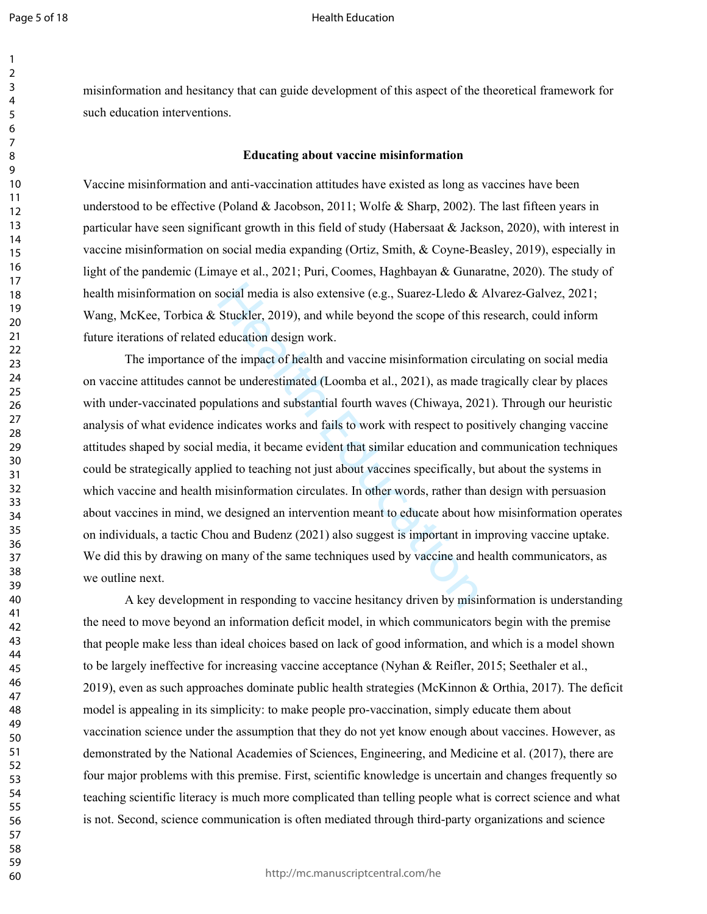misinformation and hesitancy that can guide development of this aspect of the theoretical framework for such education interventions.

## Educating about vaccine misinformation

Vaccine misinformation and anti-vaccination attitudes have existed as long as vaccines have been understood to be effective (Poland & Jacobson, 2011; Wolfe & Sharp, 2002). The last fifteen years in particular have seen significant growth in this field of study (Habersaat & Jackson, 2020), with interest in vaccine misinformation on social media expanding (Ortiz, Smith, & Coyne-Beasley, 2019), especially in light of the pandemic (Limaye et al., 2021; Puri, Coomes, Haghbayan & Gunaratne, 2020). The study of health misinformation on social media is also extensive (e.g., Suarez-Lledo & Alvarez-Galvez, 2021; Wang, McKee, Torbica & Stuckler, 2019), and while beyond the scope of this research, could inform future iterations of related education design work.

The importance of the impact of health and vaccine misinformation circulating on social media on vaccine attitudes cannot be underestimated (Loomba et al., 2021), as made tragically clear by places with under-vaccinated populations and substantial fourth waves (Chiwaya, 2021). Through our heuristic analysis of what evidence indicates works and fails to work with respect to positively changing vaccine attitudes shaped by social media, it became evident that similar education and communication techniques could be strategically applied to teaching not just about vaccines specifically, but about the systems in which vaccine and health misinformation circulates. In other words, rather than design with persuasion about vaccines in mind, we designed an intervention meant to educate about how misinformation operates on individuals, a tactic Chou and Budenz (2021) also suggest is important in improving vaccine uptake. We did this by drawing on many of the same techniques used by vaccine and health communicators, as we outline next.

A key development in responding to vaccine hesitancy driven by misinformation is understanding the need to move beyond an information deficit model, in which communicators begin with the premise that people make less than ideal choices based on lack of good information, and which is a model shown to be largely ineffective for increasing vaccine acceptance (Nyhan & Reifler, 2015; Seethaler et al., 2019), even as such approaches dominate public health strategies (McKinnon & Orthia, 2017). The deficit model is appealing in its simplicity: to make people pro-vaccination, simply educate them about vaccination science under the assumption that they do not yet know enough about vaccines. However, as demonstrated by the National Academies of Sciences, Engineering, and Medicine et al. (2017), there are four major problems with this premise. First, scientific knowledge is uncertain and changes frequently so teaching scientific literacy is much more complicated than telling people what is correct science and what is not. Second, science communication is often mediated through third-party organizations and science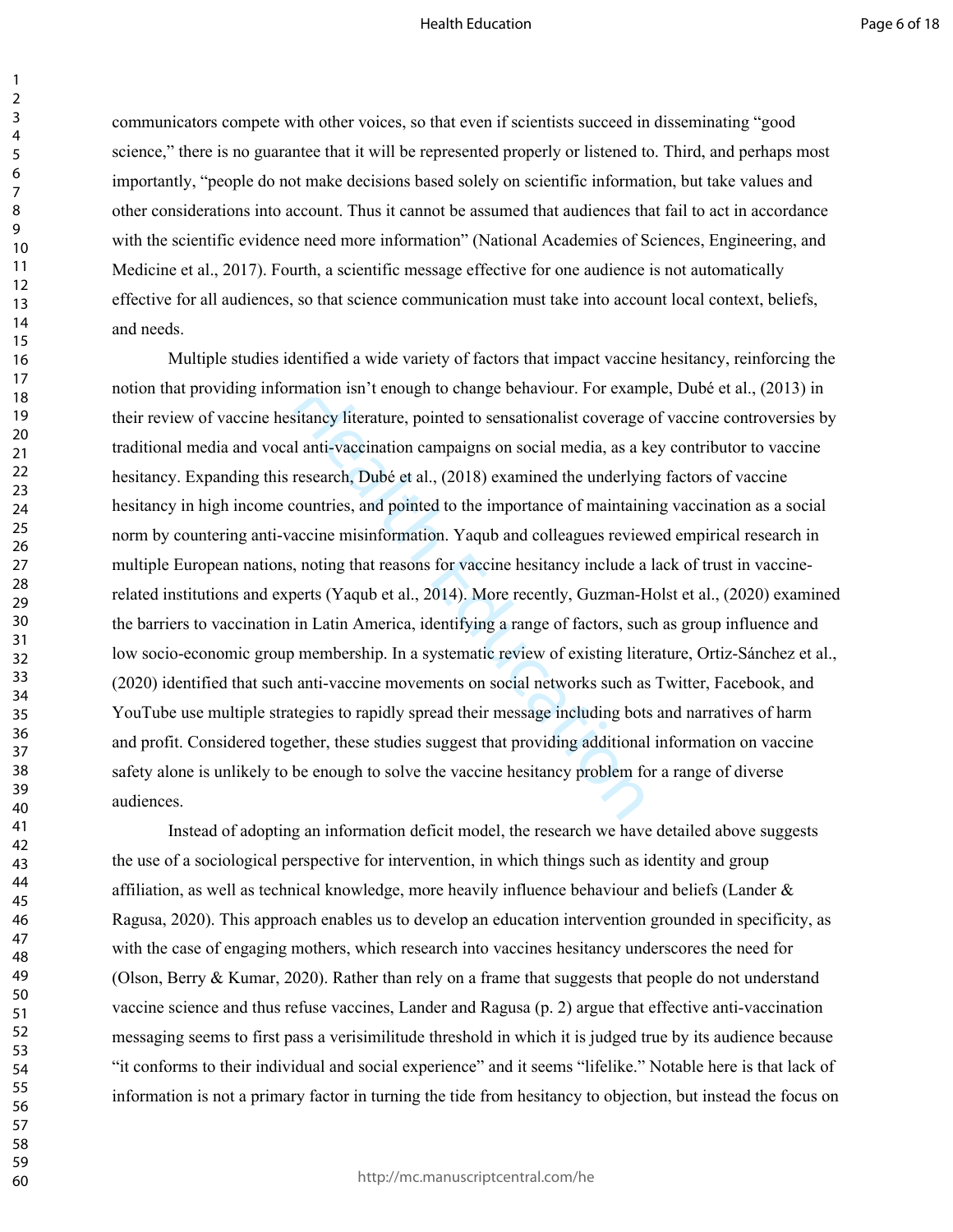communicators compete with other voices, so that even if scientists succeed in disseminating "good science," there is no guarantee that it will be represented properly or listened to. Third, and perhaps most importantly, "people do not make decisions based solely on scientific information, but take values and other considerations into account. Thus it cannot be assumed that audiences that fail to act in accordance with the scientific evidence need more information" (National Academies of Sciences, Engineering, and Medicine et al., 2017). Fourth, a scientific message effective for one audience is not automatically effective for all audiences, so that science communication must take into account local context, beliefs, and needs.

Multiple studies identified a wide variety of factors that impact vaccine hesitancy, reinforcing the notion that providing information isn't enough to change behaviour. For example, Dubé et al., (2013) in their review of vaccine hesitancy literature, pointed to sensationalist coverage of vaccine controversies by traditional media and vocal anti-vaccination campaigns on social media, as a key contributor to vaccine hesitancy. Expanding this research, Dubé et al., (2018) examined the underlying factors of vaccine hesitancy in high income countries, and pointed to the importance of maintaining vaccination as a social norm by countering anti-vaccine misinformation. Yaqub and colleagues reviewed empirical research in multiple European nations, noting that reasons for vaccine hesitancy include a lack of trust in vaccine-related institutions and experts (Yaqub et al., 2014). More recently, Guzman-Holst et al., (2020) examined the barriers to vaccination in Latin America, identifying a range of factors, such as group influence and low socio-economic group membership. In a systematic review of existing literature, Ortiz-Sánchez et al., (2020) identified that such anti-vaccine movements on social networks such as Twitter, Facebook, and YouTube use multiple strategies to rapidly spread their message including bots and narratives of harm and profit. Considered together, these studies suggest that providing additional information on vaccine safety alone is unlikely to be enough to solve the vaccine hesitancy problem for a range of diverse audiences.

Instead of adopting an information deficit model, the research we have detailed above suggests the use of a sociological perspective for intervention, in which things such as identity and group affiliation, as well as technical knowledge, more heavily influence behaviour and beliefs (Lander & Ragusa, 2020). This approach enables us to develop an education intervention grounded in specificity, as with the case of engaging mothers, which research into vaccines hesitancy underscores the need for (Olson, Berry & Kumar, 2020). Rather than rely on a frame that suggests that people do not understand vaccine science and thus refuse vaccines, Lander and Ragusa (p. 2) argue that effective anti-vaccination messaging seems to first pass a verisimilitude threshold in which it is judged true by its audience because "it conforms to their individual and social experience" and it seems "lifelike." Notable here is that lack of information is not a primary factor in turning the tide from hesitancy to objection, but instead the focus on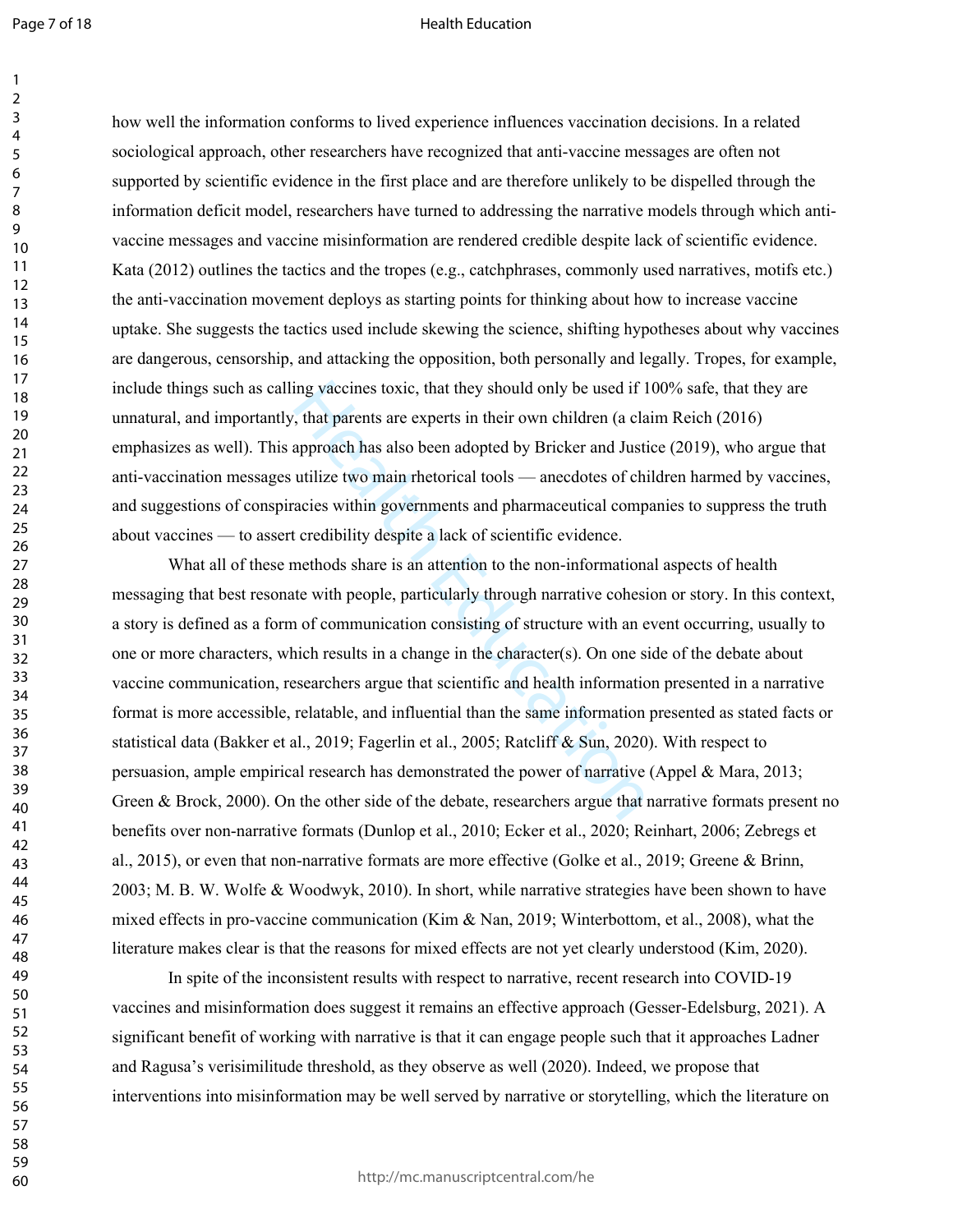how well the information conforms to lived experience influences vaccination decisions. In a related sociological approach, other researchers have recognized that anti-vaccine messages are often not supported by scientific evidence in the first place and are therefore unlikely to be dispelled through the information deficit model, researchers have turned to addressing the narrative models through which anti-vaccine messages and vaccine misinformation are rendered credible despite lack of scientific evidence. Kata (2012) outlines the tactics and the tropes (e.g., catchphrases, commonly used narratives, motifs etc.) the anti-vaccination movement deploys as starting points for thinking about how to increase vaccine uptake. She suggests the tactics used include skewing the science, shifting hypotheses about why vaccines are dangerous, censorship, and attacking the opposition, both personally and legally. Tropes, for example, include things such as calling vaccines toxic, that they should only be used if 100% safe, that they are unnatural, and importantly, that parents are experts in their own children (a claim Reich (2016) emphasizes as well). This approach has also been adopted by Bricker and Justice (2019), who argue that anti-vaccination messages utilize two main rhetorical tools — anecdotes of children harmed by vaccines, and suggestions of conspiracies within governments and pharmaceutical companies to suppress the truth about vaccines — to assert credibility despite a lack of scientific evidence.

What all of these methods share is an attention to the non-informational aspects of health messaging that best resonate with people, particularly through narrative cohesion or story. In this context, a story is defined as a form of communication consisting of structure with an event occurring, usually to one or more characters, which results in a change in the character(s). On one side of the debate about vaccine communication, researchers argue that scientific and health information presented in a narrative format is more accessible, relatable, and influential than the same information presented as stated facts or statistical data (Bakker et al., 2019; Fagerlin et al., 2005; Ratcliff & Sun, 2020). With respect to persuasion, ample empirical research has demonstrated the power of narrative (Appel & Mara, 2013; Green & Brock, 2000). On the other side of the debate, researchers argue that narrative formats present no benefits over non-narrative formats (Dunlop et al., 2010; Ecker et al., 2020; Reinhart, 2006; Zebregs et al., 2015), or even that non-narrative formats are more effective (Golke et al., 2019; Greene & Brinn, 2003; M. B. W. Wolfe & Woodwyk, 2010). In short, while narrative strategies have been shown to have mixed effects in pro-vaccine communication (Kim & Nan, 2019; Winterbottom, et al., 2008), what the literature makes clear is that the reasons for mixed effects are not yet clearly understood (Kim, 2020).

In spite of the inconsistent results with respect to narrative, recent research into COVID-19 vaccines and misinformation does suggest it remains an effective approach (Gesser-Edelsburg, 2021). A significant benefit of working with narrative is that it can engage people such that it approaches Ladner and Ragusa's verisimilitude threshold, as they observe as well (2020). Indeed, we propose that interventions into misinformation may be well served by narrative or storytelling, which the literature on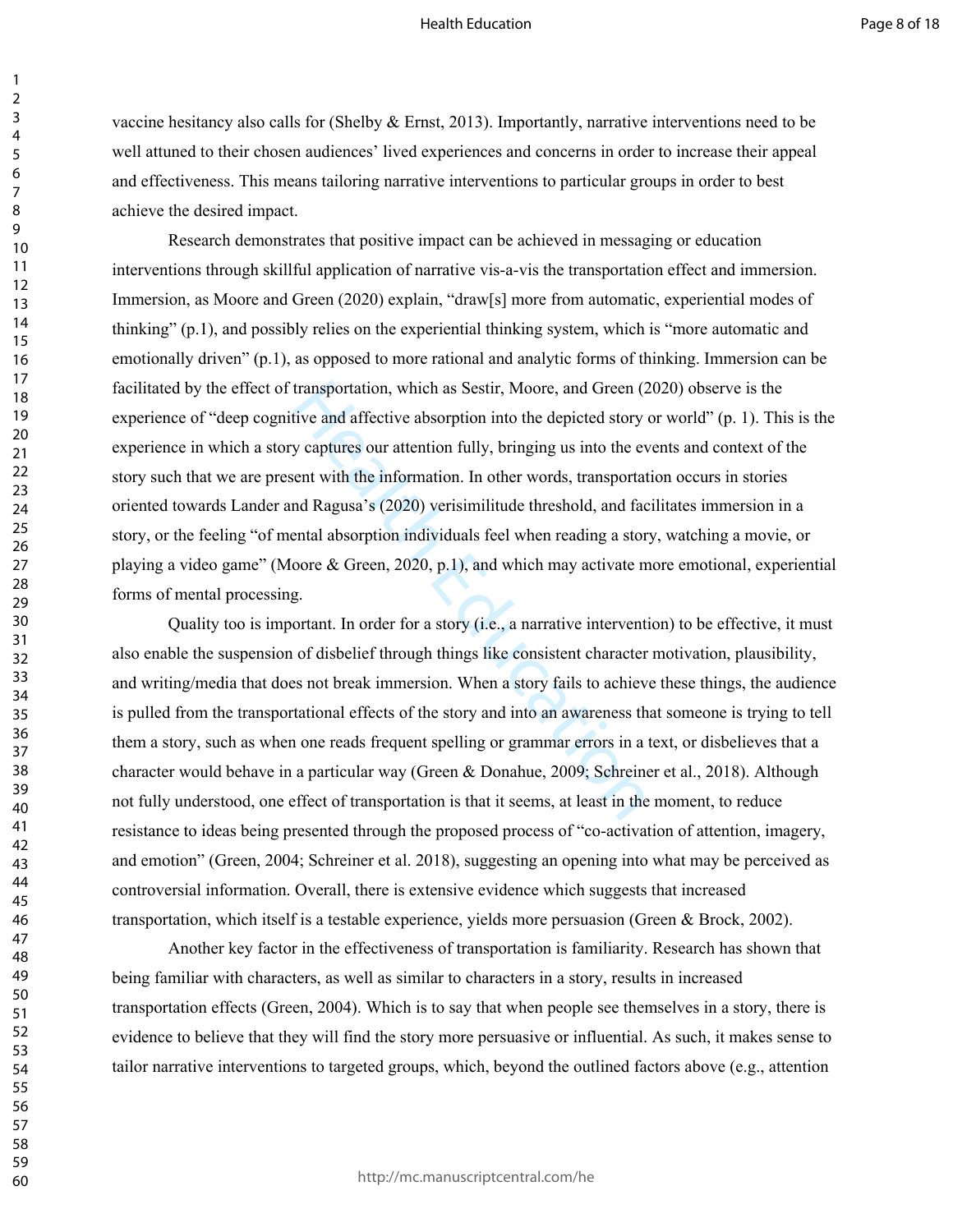vaccine hesitancy also calls for (Shelby & Ernst, 2013). Importantly, narrative interventions need to be well attuned to their chosen audiences' lived experiences and concerns in order to increase their appeal and effectiveness. This means tailoring narrative interventions to particular groups in order to best achieve the desired impact.

Research demonstrates that positive impact can be achieved in messaging or education interventions through skillful application of narrative vis-a-vis the transportation effect and immersion. Immersion, as Moore and Green (2020) explain, "draw[s] more from automatic, experiential modes of thinking" (p.1), and possibly relies on the experiential thinking system, which is "more automatic and emotionally driven" (p.1), as opposed to more rational and analytic forms of thinking. Immersion can be facilitated by the effect of transportation, which as Sestir, Moore, and Green (2020) observe is the experience of "deep cognitive and affective absorption into the depicted story or world" (p. 1). This is the experience in which a story captures our attention fully, bringing us into the events and context of the story such that we are present with the information. In other words, transportation occurs in stories oriented towards Lander and Ragusa's (2020) verisimilitude threshold, and facilitates immersion in a story, or the feeling "of mental absorption individuals feel when reading a story, watching a movie, or playing a video game" (Moore & Green, 2020, p.1), and which may activate more emotional, experiential forms of mental processing.

Quality too is important. In order for a story (i.e., a narrative intervention) to be effective, it must also enable the suspension of disbelief through things like consistent character motivation, plausibility, and writing/media that does not break immersion. When a story fails to achieve these things, the audience is pulled from the transportational effects of the story and into an awareness that someone is trying to tell them a story, such as when one reads frequent spelling or grammar errors in a text, or disbelieves that a character would behave in a particular way (Green & Donahue, 2009; Schreiner et al., 2018). Although not fully understood, one effect of transportation is that it seems, at least in the moment, to reduce resistance to ideas being presented through the proposed process of "co-activation of attention, imagery, and emotion" (Green, 2004; Schreiner et al. 2018), suggesting an opening into what may be perceived as controversial information. Overall, there is extensive evidence which suggests that increased transportation, which itself is a testable experience, yields more persuasion (Green & Brock, 2002).

Another key factor in the effectiveness of transportation is familiarity. Research has shown that being familiar with characters, as well as similar to characters in a story, results in increased transportation effects (Green, 2004). Which is to say that when people see themselves in a story, there is evidence to believe that they will find the story more persuasive or influential. As such, it makes sense to tailor narrative interventions to targeted groups, which, beyond the outlined factors above (e.g., attention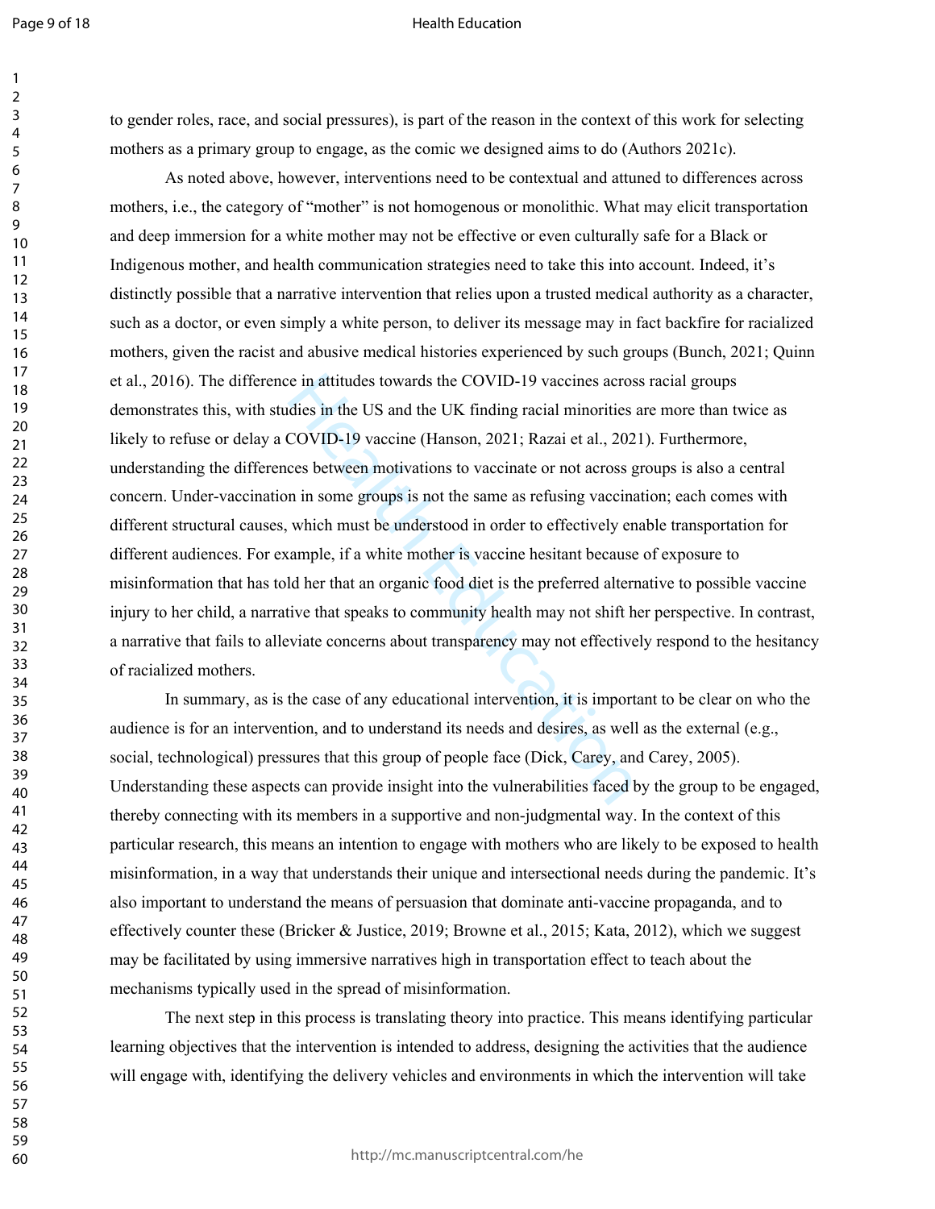to gender roles, race, and social pressures), is part of the reason in the context of this work for selecting mothers as a primary group to engage, as the comic we designed aims to do (Authors 2021c).

As noted above, however, interventions need to be contextual and attuned to differences across mothers, i.e., the category of "mother" is not homogenous or monolithic. What may elicit transportation and deep immersion for a white mother may not be effective or even culturally safe for a Black or Indigenous mother, and health communication strategies need to take this into account. Indeed, it's distinctly possible that a narrative intervention that relies upon a trusted medical authority as a character, such as a doctor, or even simply a white person, to deliver its message may in fact backfire for racialized mothers, given the racist and abusive medical histories experienced by such groups (Bunch, 2021; Quinn et al., 2016). The difference in attitudes towards the COVID-19 vaccines across racial groups demonstrates this, with studies in the US and the UK finding racial minorities are more than twice as likely to refuse or delay a COVID-19 vaccine (Hanson, 2021; Razai et al., 2021). Furthermore, understanding the differences between motivations to vaccinate or not across groups is also a central concern. Under-vaccination in some groups is not the same as refusing vaccination; each comes with different structural causes, which must be understood in order to effectively enable transportation for different audiences. For example, if a white mother is vaccine hesitant because of exposure to misinformation that has told her that an organic food diet is the preferred alternative to possible vaccine injury to her child, a narrative that speaks to community health may not shift her perspective. In contrast, a narrative that fails to alleviate concerns about transparency may not effectively respond to the hesitancy of racialized mothers.

In summary, as is the case of any educational intervention, it is important to be clear on who the audience is for an intervention, and to understand its needs and desires, as well as the external (e.g., social, technological) pressures that this group of people face (Dick, Carey, and Carey, 2005). Understanding these aspects can provide insight into the vulnerabilities faced by the group to be engaged, thereby connecting with its members in a supportive and non-judgmental way. In the context of this particular research, this means an intention to engage with mothers who are likely to be exposed to health misinformation, in a way that understands their unique and intersectional needs during the pandemic. It's also important to understand the means of persuasion that dominate anti-vaccine propaganda, and to effectively counter these (Bricker & Justice, 2019; Browne et al., 2015; Kata, 2012), which we suggest may be facilitated by using immersive narratives high in transportation effect to teach about the mechanisms typically used in the spread of misinformation.

The next step in this process is translating theory into practice. This means identifying particular learning objectives that the intervention is intended to address, designing the activities that the audience will engage with, identifying the delivery vehicles and environments in which the intervention will take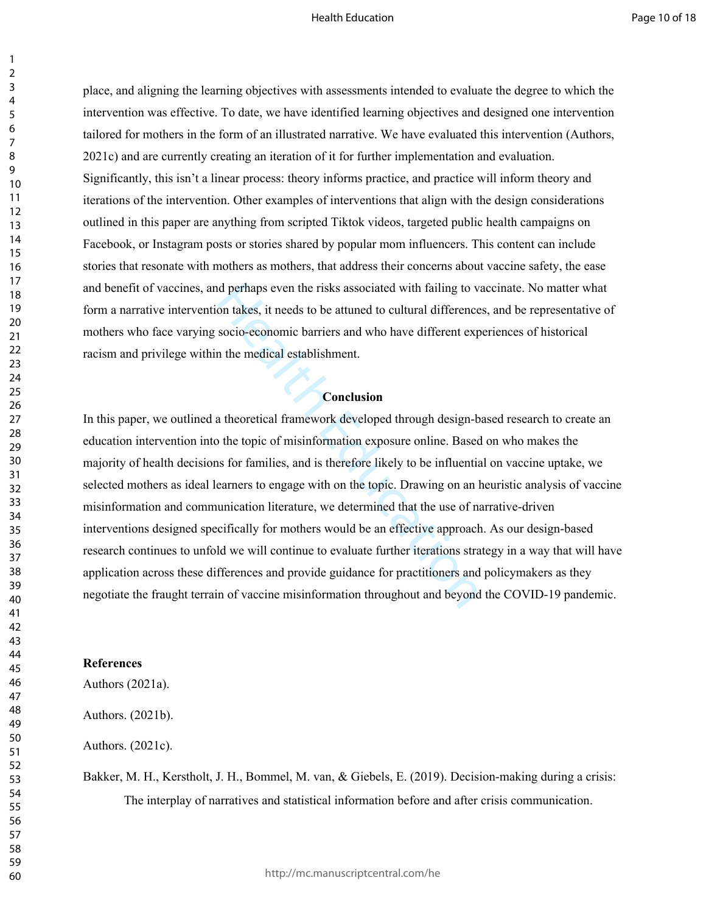place, and aligning the learning objectives with assessments intended to evaluate the degree to which the intervention was effective. To date, we have identified learning objectives and designed one intervention tailored for mothers in the form of an illustrated narrative. We have evaluated this intervention (Authors, 2021c) and are currently creating an iteration of it for further implementation and evaluation. Significantly, this isn't a linear process: theory informs practice, and practice will inform theory and iterations of the intervention. Other examples of interventions that align with the design considerations outlined in this paper are anything from scripted Tiktok videos, targeted public health campaigns on Facebook, or Instagram posts or stories shared by popular mom influencers. This content can include stories that resonate with mothers as mothers, that address their concerns about vaccine safety, the ease and benefit of vaccines, and perhaps even the risks associated with failing to vaccinate. No matter what form a narrative intervention takes, it needs to be attuned to cultural differences, and be representative of mothers who face varying socio-economic barriers and who have different experiences of historical racism and privilege within the medical establishment.

## Conclusion

In this paper, we outlined a theoretical framework developed through design-based research to create an education intervention into the topic of misinformation exposure online. Based on who makes the majority of health decisions for families, and is therefore likely to be influential on vaccine uptake, we selected mothers as ideal learners to engage with on the topic. Drawing on an heuristic analysis of vaccine misinformation and communication literature, we determined that the use of narrative-driven interventions designed specifically for mothers would be an effective approach. As our design-based research continues to unfold we will continue to evaluate further iterations strategy in a way that will have application across these differences and provide guidance for practitioners and policymakers as they negotiate the fraught terrain of vaccine misinformation throughout and beyond the COVID-19 pandemic.

## References

Authors (2021a).

Authors. (2021b).

Authors. (2021c).

Bakker, M. H., Kerstholt, J. H., Bommel, M. van, & Giebels, E. (2019). Decision-making during a crisis: The interplay of narratives and statistical information before and after crisis communication.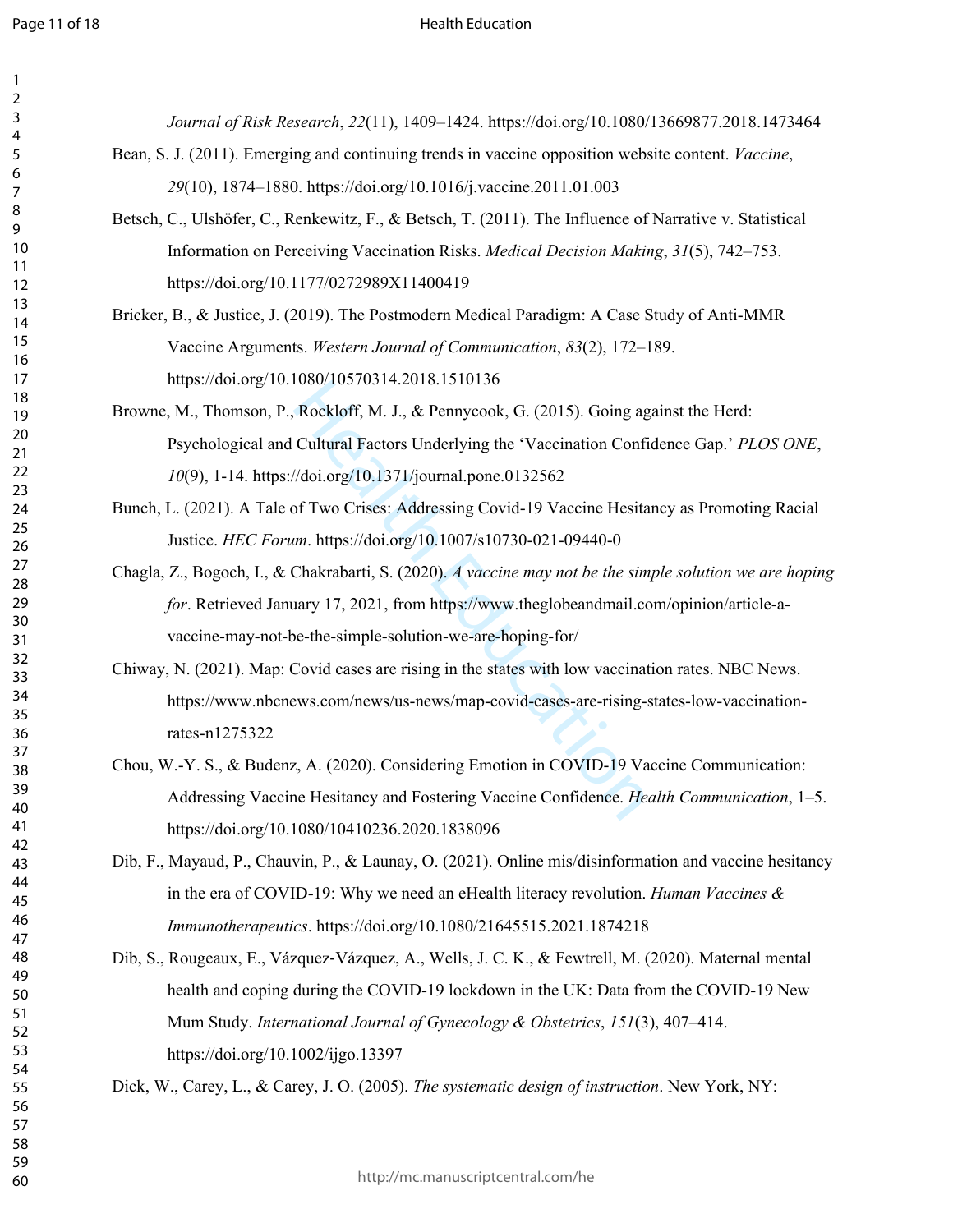*Journal of Risk Research*, *22*(11), 1409–1424. https://doi.org/10.1080/13669877.2018.1473464

Bean, S. J. (2011). Emerging and continuing trends in vaccine opposition website content. *Vaccine*, *29*(10), 1874–1880. https://doi.org/10.1016/j.vaccine.2011.01.003

Betsch, C., Ulshöfer, C., Renkewitz, F., & Betsch, T. (2011). The Influence of Narrative v. Statistical Information on Perceiving Vaccination Risks. *Medical Decision Making*, *31*(5), 742–753. https://doi.org/10.1177/0272989X11400419

Bricker, B., & Justice, J. (2019). The Postmodern Medical Paradigm: A Case Study of Anti-MMR Vaccine Arguments. *Western Journal of Communication*, *83*(2), 172–189. https://doi.org/10.1080/10570314.2018.1510136

Browne, M., Thomson, P., Rockloff, M. J., & Pennycook, G. (2015). Going against the Herd: Psychological and Cultural Factors Underlying the 'Vaccination Confidence Gap.' *PLOS ONE*, *10*(9), 1-14. https://doi.org/10.1371/journal.pone.0132562

Bunch, L. (2021). A Tale of Two Crises: Addressing Covid-19 Vaccine Hesitancy as Promoting Racial Justice. *HEC Forum*. https://doi.org/10.1007/s10730-021-09440-0

Chagla, Z., Bogoch, I., & Chakrabarti, S. (2020). *A vaccine may not be the simple solution we are hoping for*. Retrieved January 17, 2021, from https://www.theglobeandmail.com/opinion/article-a-vaccine-may-not-be-the-simple-solution-we-are-hoping-for/

Chiway, N. (2021). Map: Covid cases are rising in the states with low vaccination rates. NBC News. https://www.nbcnews.com/news/us-news/map-covid-cases-are-rising-states-low-vaccination-rates-n1275322

Chou, W.-Y. S., & Budenz, A. (2020). Considering Emotion in COVID-19 Vaccine Communication: Addressing Vaccine Hesitancy and Fostering Vaccine Confidence. *Health Communication*, 1–5. https://doi.org/10.1080/10410236.2020.1838096

Dib, F., Mayaud, P., Chauvin, P., & Launay, O. (2021). Online mis/disinformation and vaccine hesitancy in the era of COVID-19: Why we need an eHealth literacy revolution. *Human Vaccines & Immunotherapeutics*. https://doi.org/10.1080/21645515.2021.1874218

Dib, S., Rougeaux, E., Vázquez-Vázquez, A., Wells, J. C. K., & Fewtrell, M. (2020). Maternal mental health and coping during the COVID-19 lockdown in the UK: Data from the COVID-19 New Mum Study. *International Journal of Gynecology & Obstetrics*, *151*(3), 407–414. https://doi.org/10.1002/ijgo.13397

Dick, W., Carey, L., & Carey, J. O. (2005). *The systematic design of instruction*. New York, NY: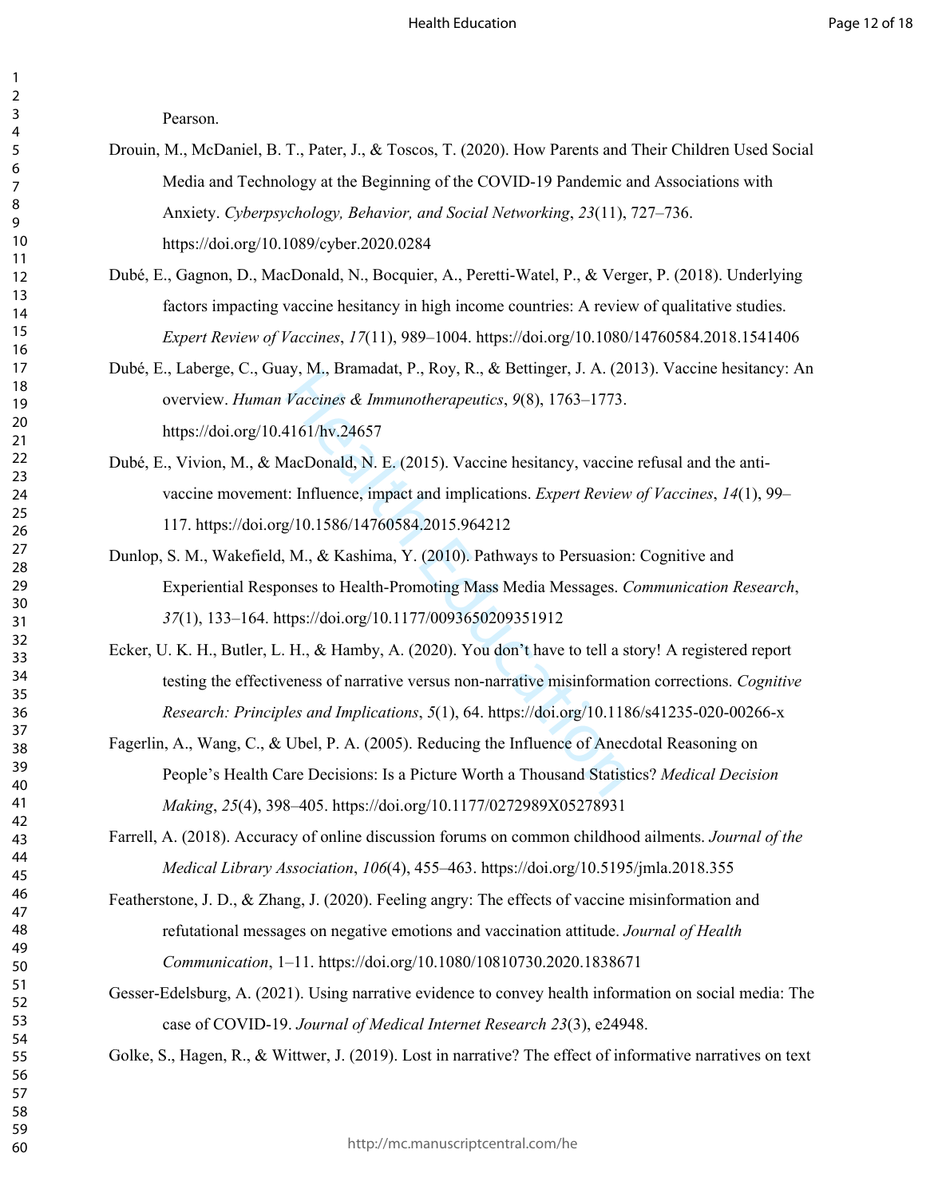Pearson.

Drouin, M., McDaniel, B. T., Pater, J., & Toscos, T. (2020). How Parents and Their Children Used Social Media and Technology at the Beginning of the COVID-19 Pandemic and Associations with Anxiety. *Cyberpsychology, Behavior, and Social Networking*, *23*(11), 727–736. https://doi.org/10.1089/cyber.2020.0284

Dubé, E., Gagnon, D., MacDonald, N., Bocquier, A., Peretti-Watel, P., & Verger, P. (2018). Underlying factors impacting vaccine hesitancy in high income countries: A review of qualitative studies. *Expert Review of Vaccines*, *17*(11), 989–1004. https://doi.org/10.1080/14760584.2018.1541406

Dubé, E., Laberge, C., Guay, M., Bramadat, P., Roy, R., & Bettinger, J. A. (2013). Vaccine hesitancy: An overview. *Human Vaccines & Immunotherapeutics*, *9*(8), 1763–1773. https://doi.org/10.4161/hv.24657

Dubé, E., Vivion, M., & MacDonald, N. E. (2015). Vaccine hesitancy, vaccine refusal and the anti-vaccine movement: Influence, impact and implications. *Expert Review of Vaccines*, *14*(1), 99–117. https://doi.org/10.1586/14760584.2015.964212

Dunlop, S. M., Wakefield, M., & Kashima, Y. (2010). Pathways to Persuasion: Cognitive and Experiential Responses to Health-Promoting Mass Media Messages. *Communication Research*, *37*(1), 133–164. https://doi.org/10.1177/0093650209351912

Ecker, U. K. H., Butler, L. H., & Hamby, A. (2020). You don't have to tell a story! A registered report testing the effectiveness of narrative versus non-narrative misinformation corrections. *Cognitive Research: Principles and Implications*, *5*(1), 64. https://doi.org/10.1186/s41235-020-00266-x

Fagerlin, A., Wang, C., & Ubel, P. A. (2005). Reducing the Influence of Anecdotal Reasoning on People's Health Care Decisions: Is a Picture Worth a Thousand Statistics? *Medical Decision Making*, *25*(4), 398–405. https://doi.org/10.1177/0272989X05278931

Farrell, A. (2018). Accuracy of online discussion forums on common childhood ailments. *Journal of the Medical Library Association*, *106*(4), 455–463. https://doi.org/10.5195/jmla.2018.355

Featherstone, J. D., & Zhang, J. (2020). Feeling angry: The effects of vaccine misinformation and refutational messages on negative emotions and vaccination attitude. *Journal of Health Communication*, 1–11. https://doi.org/10.1080/10810730.2020.1838671

Gesser-Edelsburg, A. (2021). Using narrative evidence to convey health information on social media: The case of COVID-19. *Journal of Medical Internet Research 23*(3), e24948.

Golke, S., Hagen, R., & Wittwer, J. (2019). Lost in narrative? The effect of informative narratives on text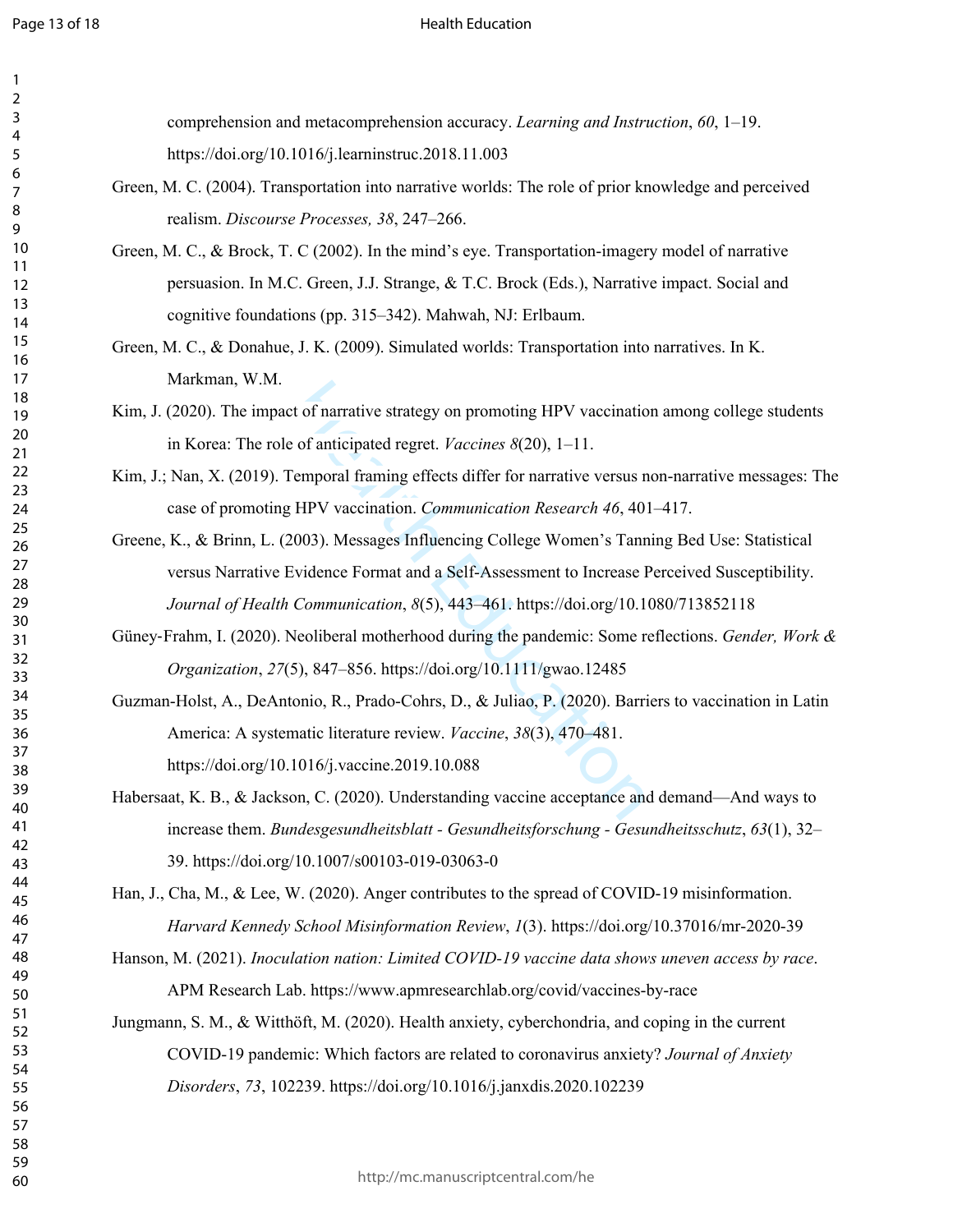comprehension and metacomprehension accuracy. *Learning and Instruction*, *60*, 1–19. https://doi.org/10.1016/j.learninstruc.2018.11.003

Green, M. C. (2004). Transportation into narrative worlds: The role of prior knowledge and perceived realism. *Discourse Processes, 38*, 247–266.

Green, M. C., & Brock, T. C (2002). In the mind's eye. Transportation-imagery model of narrative persuasion. In M.C. Green, J.J. Strange, & T.C. Brock (Eds.), Narrative impact. Social and cognitive foundations (pp. 315–342). Mahwah, NJ: Erlbaum.

Green, M. C., & Donahue, J. K. (2009). Simulated worlds: Transportation into narratives. In K. Markman, W.M.

Kim, J. (2020). The impact of narrative strategy on promoting HPV vaccination among college students in Korea: The role of anticipated regret. *Vaccines 8*(20), 1–11.

Kim, J.; Nan, X. (2019). Temporal framing effects differ for narrative versus non-narrative messages: The case of promoting HPV vaccination. *Communication Research 46*, 401–417.

Greene, K., & Brinn, L. (2003). Messages Influencing College Women's Tanning Bed Use: Statistical versus Narrative Evidence Format and a Self-Assessment to Increase Perceived Susceptibility. *Journal of Health Communication*, *8*(5), 443–461. https://doi.org/10.1080/713852118

Güney-Frahm, I. (2020). Neoliberal motherhood during the pandemic: Some reflections. *Gender, Work & Organization*, *27*(5), 847–856. https://doi.org/10.1111/gwao.12485

Guzman-Holst, A., DeAntonio, R., Prado-Cohrs, D., & Juliao, P. (2020). Barriers to vaccination in Latin America: A systematic literature review. *Vaccine*, *38*(3), 470–481. https://doi.org/10.1016/j.vaccine.2019.10.088

Habersaat, K. B., & Jackson, C. (2020). Understanding vaccine acceptance and demand—And ways to increase them. *Bundesgesundheitsblatt - Gesundheitsforschung - Gesundheitsschutz*, *63*(1), 32–39. https://doi.org/10.1007/s00103-019-03063-0

Han, J., Cha, M., & Lee, W. (2020). Anger contributes to the spread of COVID-19 misinformation. *Harvard Kennedy School Misinformation Review*, *1*(3). https://doi.org/10.37016/mr-2020-39

Hanson, M. (2021). *Inoculation nation: Limited COVID-19 vaccine data shows uneven access by race*. APM Research Lab. https://www.apmresearchlab.org/covid/vaccines-by-race

Jungmann, S. M., & Witthöft, M. (2020). Health anxiety, cyberchondria, and coping in the current COVID-19 pandemic: Which factors are related to coronavirus anxiety? *Journal of Anxiety Disorders*, *73*, 102239. https://doi.org/10.1016/j.janxdis.2020.102239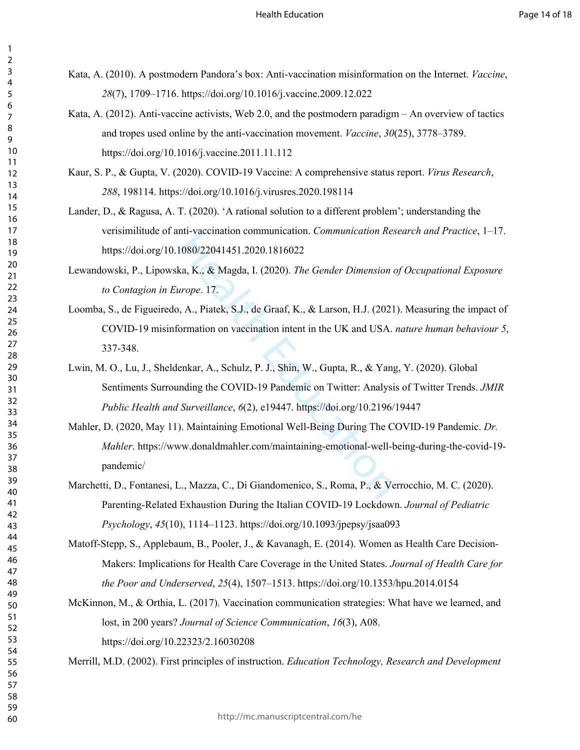Kata, A. (2010). A postmodern Pandora's box: Anti-vaccination misinformation on the Internet. *Vaccine*, *28*(7), 1709–1716. https://doi.org/10.1016/j.vaccine.2009.12.022

Kata, A. (2012). Anti-vaccine activists, Web 2.0, and the postmodern paradigm – An overview of tactics and tropes used online by the anti-vaccination movement. *Vaccine*, *30*(25), 3778–3789. https://doi.org/10.1016/j.vaccine.2011.11.112

Kaur, S. P., & Gupta, V. (2020). COVID-19 Vaccine: A comprehensive status report. *Virus Research*, *288*, 198114. https://doi.org/10.1016/j.virusres.2020.198114

Lander, D., & Ragusa, A. T. (2020). 'A rational solution to a different problem'; understanding the verisimilitude of anti-vaccination communication. *Communication Research and Practice*, 1–17. https://doi.org/10.1080/22041451.2020.1816022

Lewandowski, P., Lipowska, K., & Magda, I. (2020). *The Gender Dimension of Occupational Exposure to Contagion in Europe*. 17.

Loomba, S., de Figueiredo, A., Piatek, S.J., de Graaf, K., & Larson, H.J. (2021). Measuring the impact of COVID-19 misinformation on vaccination intent in the UK and USA. *nature human behaviour 5*, 337-348.

Lwin, M. O., Lu, J., Sheldenkar, A., Schulz, P. J., Shin, W., Gupta, R., & Yang, Y. (2020). Global Sentiments Surrounding the COVID-19 Pandemic on Twitter: Analysis of Twitter Trends. *JMIR Public Health and Surveillance*, *6*(2), e19447. https://doi.org/10.2196/19447

Mahler, D. (2020, May 11). Maintaining Emotional Well-Being During The COVID-19 Pandemic. *Dr. Mahler*. https://www.donaldmahler.com/maintaining-emotional-well-being-during-the-covid-19-pandemic/

Marchetti, D., Fontanesi, L., Mazza, C., Di Giandomenico, S., Roma, P., & Verrocchio, M. C. (2020). Parenting-Related Exhaustion During the Italian COVID-19 Lockdown. *Journal of Pediatric Psychology*, *45*(10), 1114–1123. https://doi.org/10.1093/jpepsy/jsaa093

Matoff-Stepp, S., Applebaum, B., Pooler, J., & Kavanagh, E. (2014). Women as Health Care Decision-Makers: Implications for Health Care Coverage in the United States. *Journal of Health Care for the Poor and Underserved*, *25*(4), 1507–1513. https://doi.org/10.1353/hpu.2014.0154

McKinnon, M., & Orthia, L. (2017). Vaccination communication strategies: What have we learned, and lost, in 200 years? *Journal of Science Communication*, *16*(3), A08. https://doi.org/10.22323/2.16030208

Merrill, M.D. (2002). First principles of instruction. *Education Technology, Research and Development*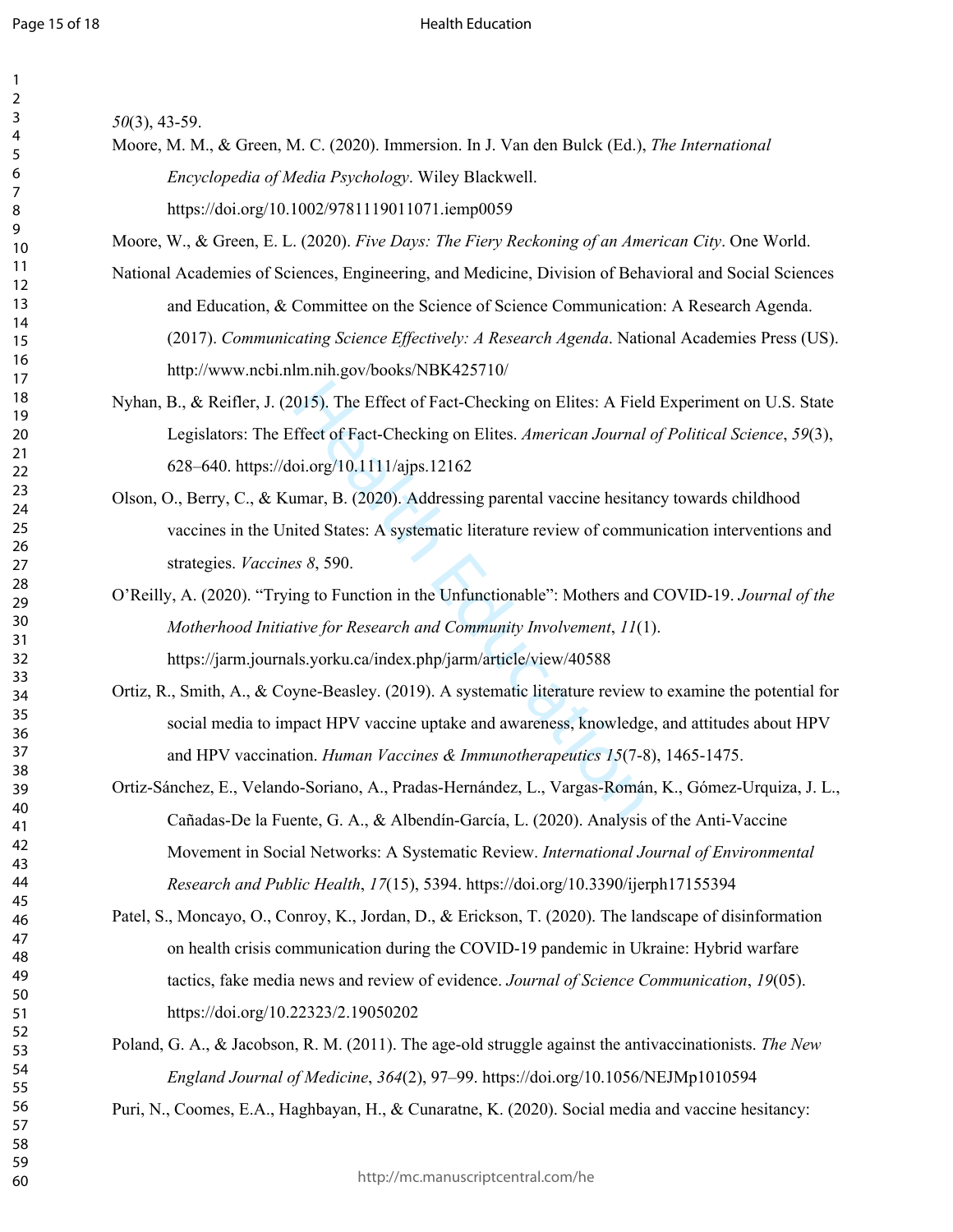*50*(3), 43-59.

Moore, M. M., & Green, M. C. (2020). Immersion. In J. Van den Bulck (Ed.), *The International Encyclopedia of Media Psychology*. Wiley Blackwell. https://doi.org/10.1002/9781119011071.iemp0059

Moore, W., & Green, E. L. (2020). *Five Days: The Fiery Reckoning of an American City*. One World.

National Academies of Sciences, Engineering, and Medicine, Division of Behavioral and Social Sciences and Education, & Committee on the Science of Science Communication: A Research Agenda. (2017). *Communicating Science Effectively: A Research Agenda*. National Academies Press (US). http://www.ncbi.nlm.nih.gov/books/NBK425710/

Nyhan, B., & Reifler, J. (2015). The Effect of Fact-Checking on Elites: A Field Experiment on U.S. State Legislators: The Effect of Fact-Checking on Elites. *American Journal of Political Science*, *59*(3), 628–640. https://doi.org/10.1111/ajps.12162

Olson, O., Berry, C., & Kumar, B. (2020). Addressing parental vaccine hesitancy towards childhood vaccines in the United States: A systematic literature review of communication interventions and strategies. *Vaccines 8*, 590.

O'Reilly, A. (2020). "Trying to Function in the Unfunctionable": Mothers and COVID-19. *Journal of the Motherhood Initiative for Research and Community Involvement*, *11*(1). https://jarm.journals.yorku.ca/index.php/jarm/article/view/40588

Ortiz, R., Smith, A., & Coyne-Beasley. (2019). A systematic literature review to examine the potential for social media to impact HPV vaccine uptake and awareness, knowledge, and attitudes about HPV and HPV vaccination. *Human Vaccines & Immunotherapeutics 15*(7-8), 1465-1475.

Ortiz-Sánchez, E., Velando-Soriano, A., Pradas-Hernández, L., Vargas-Román, K., Gómez-Urquiza, J. L., Cañadas-De la Fuente, G. A., & Albendín-García, L. (2020). Analysis of the Anti-Vaccine Movement in Social Networks: A Systematic Review. *International Journal of Environmental Research and Public Health*, *17*(15), 5394. https://doi.org/10.3390/ijerph17155394

Patel, S., Moncayo, O., Conroy, K., Jordan, D., & Erickson, T. (2020). The landscape of disinformation on health crisis communication during the COVID-19 pandemic in Ukraine: Hybrid warfare tactics, fake media news and review of evidence. *Journal of Science Communication*, *19*(05). https://doi.org/10.22323/2.19050202

Poland, G. A., & Jacobson, R. M. (2011). The age-old struggle against the antivaccinationists. *The New England Journal of Medicine*, *364*(2), 97–99. https://doi.org/10.1056/NEJMp1010594

Puri, N., Coomes, E.A., Haghbayan, H., & Cunaratne, K. (2020). Social media and vaccine hesitancy: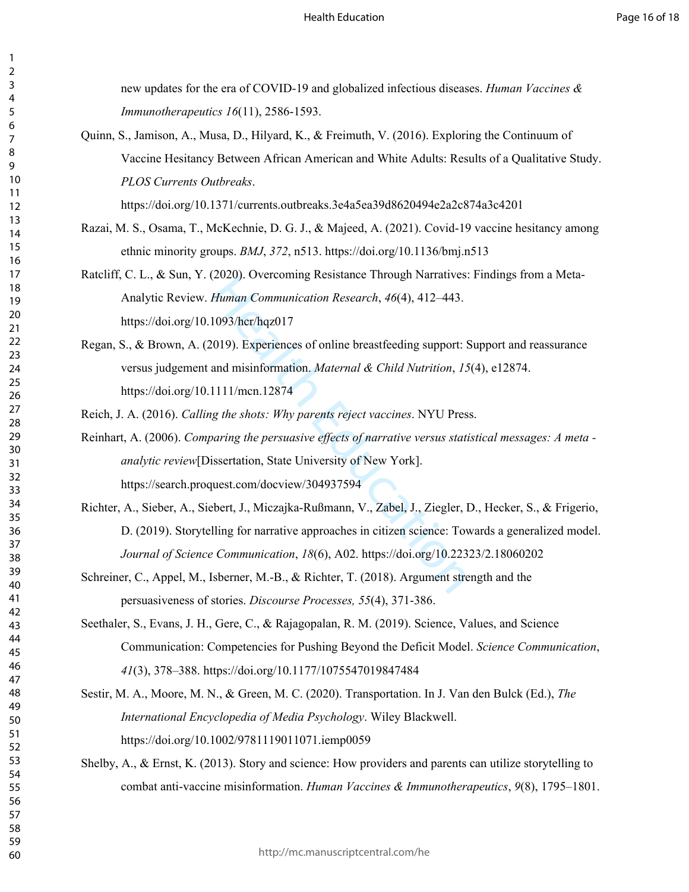new updates for the era of COVID-19 and globalized infectious diseases. *Human Vaccines & Immunotherapeutics 16*(11), 2586-1593.

Quinn, S., Jamison, A., Musa, D., Hilyard, K., & Freimuth, V. (2016). Exploring the Continuum of Vaccine Hesitancy Between African American and White Adults: Results of a Qualitative Study. *PLOS Currents Outbreaks*. https://doi.org/10.1371/currents.outbreaks.3e4a5ea39d8620494e2a2c874a3c4201

Razai, M. S., Osama, T., McKechnie, D. G. J., & Majeed, A. (2021). Covid-19 vaccine hesitancy among ethnic minority groups. *BMJ*, *372*, n513. https://doi.org/10.1136/bmj.n513

Ratcliff, C. L., & Sun, Y. (2020). Overcoming Resistance Through Narratives: Findings from a Meta-Analytic Review. *Human Communication Research*, *46*(4), 412–443. https://doi.org/10.1093/hcr/hqz017

Regan, S., & Brown, A. (2019). Experiences of online breastfeeding support: Support and reassurance versus judgement and misinformation. *Maternal & Child Nutrition*, *15*(4), e12874. https://doi.org/10.1111/mcn.12874

Reich, J. A. (2016). *Calling the shots: Why parents reject vaccines*. NYU Press.

Reinhart, A. (2006). *Comparing the persuasive effects of narrative versus statistical messages: A meta - analytic review*[Dissertation, State University of New York]. https://search.proquest.com/docview/304937594

Richter, A., Sieber, A., Siebert, J., Miczajka-Rußmann, V., Zabel, J., Ziegler, D., Hecker, S., & Frigerio, D. (2019). Storytelling for narrative approaches in citizen science: Towards a generalized model. *Journal of Science Communication*, *18*(6), A02. https://doi.org/10.22323/2.18060202

Schreiner, C., Appel, M., Isberner, M.-B., & Richter, T. (2018). Argument strength and the persuasiveness of stories. *Discourse Processes, 55*(4), 371-386.

Seethaler, S., Evans, J. H., Gere, C., & Rajagopalan, R. M. (2019). Science, Values, and Science Communication: Competencies for Pushing Beyond the Deficit Model. *Science Communication*, *41*(3), 378–388. https://doi.org/10.1177/1075547019847484

Sestir, M. A., Moore, M. N., & Green, M. C. (2020). Transportation. In J. Van den Bulck (Ed.), *The International Encyclopedia of Media Psychology*. Wiley Blackwell. https://doi.org/10.1002/9781119011071.iemp0059

Shelby, A., & Ernst, K. (2013). Story and science: How providers and parents can utilize storytelling to combat anti-vaccine misinformation. *Human Vaccines & Immunotherapeutics*, *9*(8), 1795–1801.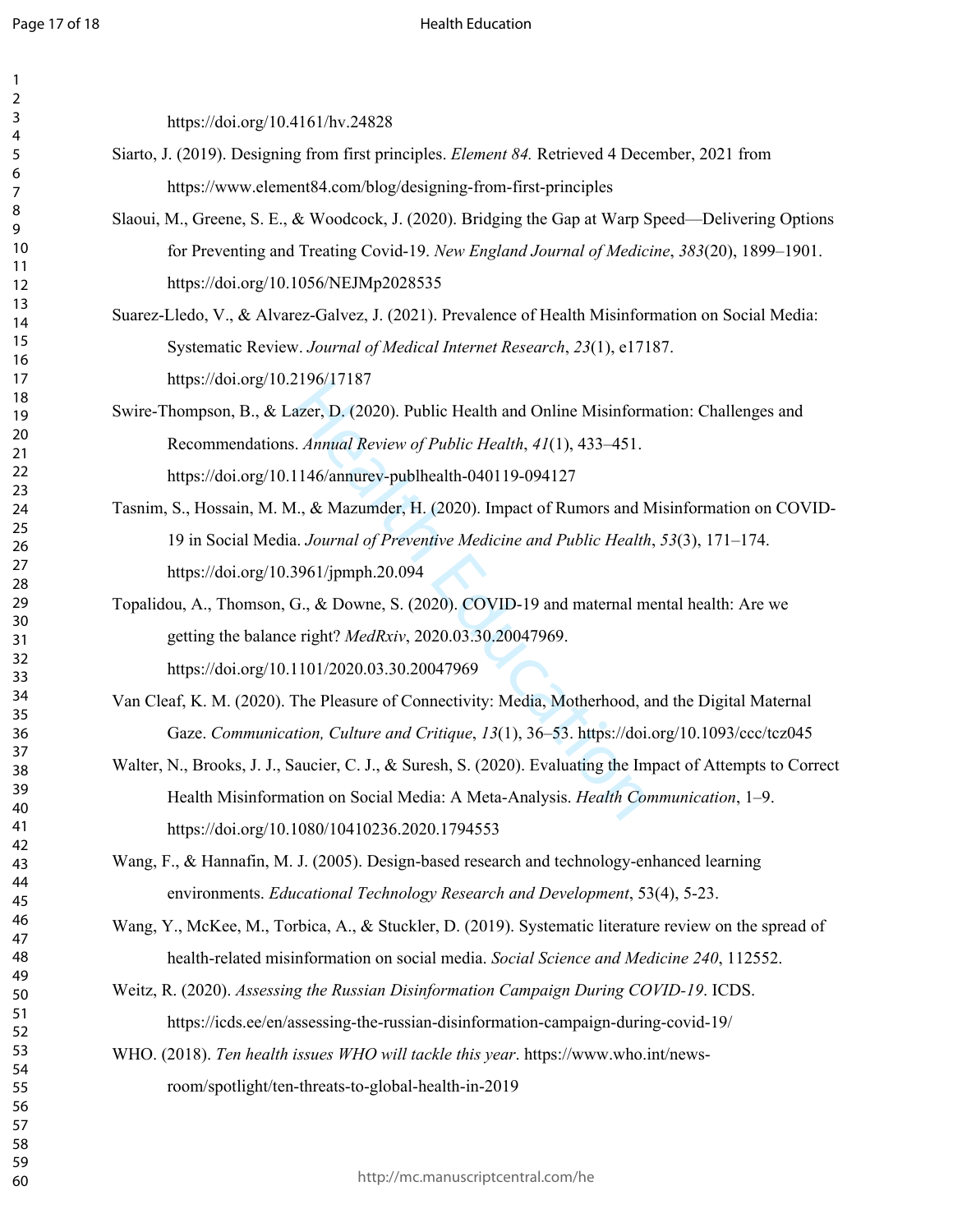https://doi.org/10.4161/hv.24828

Siarto, J. (2019). Designing from first principles. *Element 84.* Retrieved 4 December, 2021 from https://www.element84.com/blog/designing-from-first-principles

Slaoui, M., Greene, S. E., & Woodcock, J. (2020). Bridging the Gap at Warp Speed—Delivering Options for Preventing and Treating Covid-19. *New England Journal of Medicine*, *383*(20), 1899–1901. https://doi.org/10.1056/NEJMp2028535

Suarez-Lledo, V., & Alvarez-Galvez, J. (2021). Prevalence of Health Misinformation on Social Media: Systematic Review. *Journal of Medical Internet Research*, *23*(1), e17187. https://doi.org/10.2196/17187

Swire-Thompson, B., & Lazer, D. (2020). Public Health and Online Misinformation: Challenges and Recommendations. *Annual Review of Public Health*, *41*(1), 433–451. https://doi.org/10.1146/annurev-publhealth-040119-094127

Tasnim, S., Hossain, M. M., & Mazumder, H. (2020). Impact of Rumors and Misinformation on COVID-19 in Social Media. *Journal of Preventive Medicine and Public Health*, *53*(3), 171–174. https://doi.org/10.3961/jpmph.20.094

Topalidou, A., Thomson, G., & Downe, S. (2020). COVID-19 and maternal mental health: Are we getting the balance right? *MedRxiv*, 2020.03.30.20047969. https://doi.org/10.1101/2020.03.30.20047969

Van Cleaf, K. M. (2020). The Pleasure of Connectivity: Media, Motherhood, and the Digital Maternal Gaze. *Communication, Culture and Critique*, *13*(1), 36–53. https://doi.org/10.1093/ccc/tcz045

Walter, N., Brooks, J. J., Saucier, C. J., & Suresh, S. (2020). Evaluating the Impact of Attempts to Correct Health Misinformation on Social Media: A Meta-Analysis. *Health Communication*, 1–9. https://doi.org/10.1080/10410236.2020.1794553

Wang, F., & Hannafin, M. J. (2005). Design-based research and technology-enhanced learning environments. *Educational Technology Research and Development*, 53(4), 5-23.

Wang, Y., McKee, M., Torbica, A., & Stuckler, D. (2019). Systematic literature review on the spread of health-related misinformation on social media. *Social Science and Medicine 240*, 112552.

Weitz, R. (2020). *Assessing the Russian Disinformation Campaign During COVID-19*. ICDS. https://icds.ee/en/assessing-the-russian-disinformation-campaign-during-covid-19/

WHO. (2018). *Ten health issues WHO will tackle this year*. https://www.who.int/news-room/spotlight/ten-threats-to-global-health-in-2019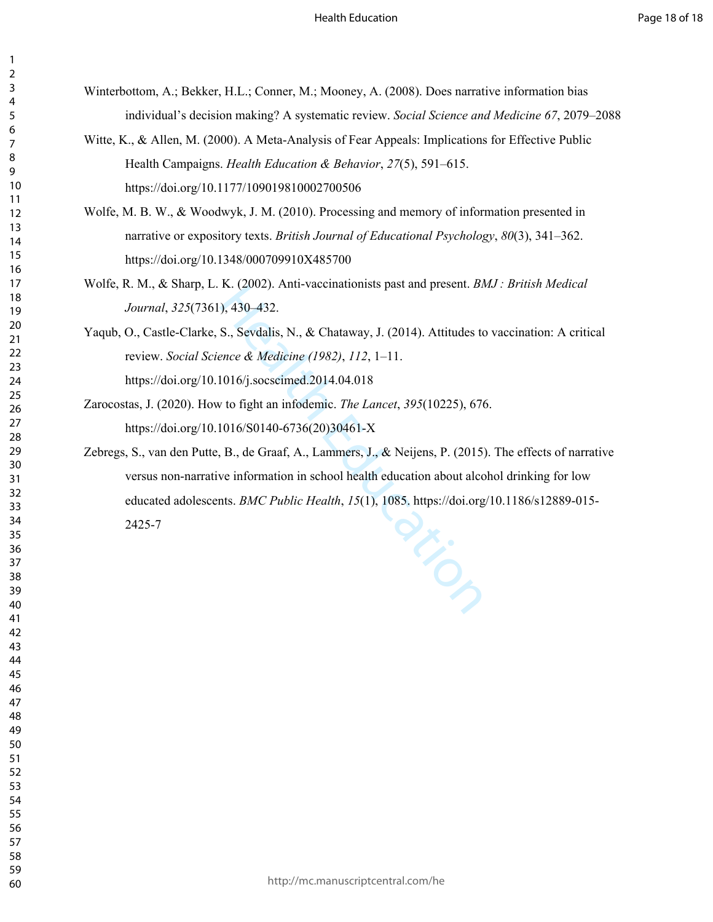Winterbottom, A.; Bekker, H.L.; Conner, M.; Mooney, A. (2008). Does narrative information bias individual's decision making? A systematic review. *Social Science and Medicine 67*, 2079–2088

Witte, K., & Allen, M. (2000). A Meta-Analysis of Fear Appeals: Implications for Effective Public Health Campaigns. *Health Education & Behavior*, *27*(5), 591–615. https://doi.org/10.1177/109019810002700506

Wolfe, M. B. W., & Woodwyk, J. M. (2010). Processing and memory of information presented in narrative or expository texts. *British Journal of Educational Psychology*, *80*(3), 341–362. https://doi.org/10.1348/000709910X485700

Wolfe, R. M., & Sharp, L. K. (2002). Anti-vaccinationists past and present. *BMJ : British Medical Journal*, *325*(7361), 430–432.

Yaqub, O., Castle-Clarke, S., Sevdalis, N., & Chataway, J. (2014). Attitudes to vaccination: A critical review. *Social Science & Medicine (1982)*, *112*, 1–11. https://doi.org/10.1016/j.socscimed.2014.04.018

Zarocostas, J. (2020). How to fight an infodemic. *The Lancet*, *395*(10225), 676. https://doi.org/10.1016/S0140-6736(20)30461-X

Zebregs, S., van den Putte, B., de Graaf, A., Lammers, J., & Neijens, P. (2015). The effects of narrative versus non-narrative information in school health education about alcohol drinking for low educated adolescents. *BMC Public Health*, *15*(1), 1085. https://doi.org/10.1186/s12889-015-2425-7